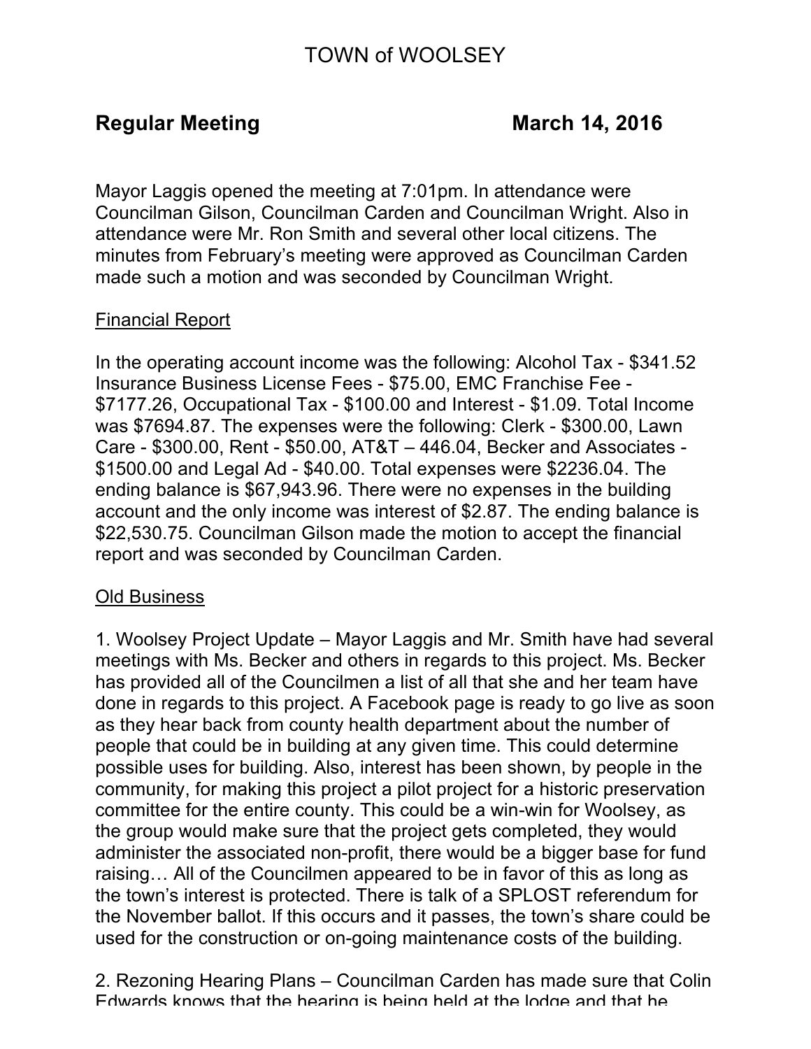# TOWN of WOOLSEY

## Regular Meeting March 14, 2016

Mayor Laggis opened the meeting at 7:01pm. In attendance were Councilman Gilson, Councilman Carden and Councilman Wright. Also in attendance were Mr. Ron Smith and several other local citizens. The minutes from February's meeting were approved as Councilman Carden made such a motion and was seconded by Councilman Wright.

Financial Report

In the operating account income was the following: Alcohol Tax - $341.52 Insurance Business License Fees - $75.00, EMC Franchise Fee - $7177.26, Occupational Tax - $100.00 and Interest - $1.09. Total Income was $7694.87. The expenses were the following: Clerk - $300.00, Lawn Care - $300.00, Rent - $50.00, AT&T – 446.04, Becker and Associates - $1500.00 and Legal Ad - $40.00. Total expenses were $2236.04. The ending balance is $67,943.96. There were no expenses in the building account and the only income was interest of $2.87. The ending balance is $22,530.75. Councilman Gilson made the motion to accept the financial report and was seconded by Councilman Carden.

Old Business

1. Woolsey Project Update – Mayor Laggis and Mr. Smith have had several meetings with Ms. Becker and others in regards to this project. Ms. Becker has provided all of the Councilmen a list of all that she and her team have done in regards to this project. A Facebook page is ready to go live as soon as they hear back from county health department about the number of people that could be in building at any given time. This could determine possible uses for building. Also, interest has been shown, by people in the community, for making this project a pilot project for a historic preservation committee for the entire county. This could be a win-win for Woolsey, as the group would make sure that the project gets completed, they would administer the associated non-profit, there would be a bigger base for fund raising… All of the Councilmen appeared to be in favor of this as long as the town's interest is protected. There is talk of a SPLOST referendum for the November ballot. If this occurs and it passes, the town's share could be used for the construction or on-going maintenance costs of the building.

2. Rezoning Hearing Plans – Councilman Carden has made sure that Colin Edwards knows that the hearing is being held at the lodge and that he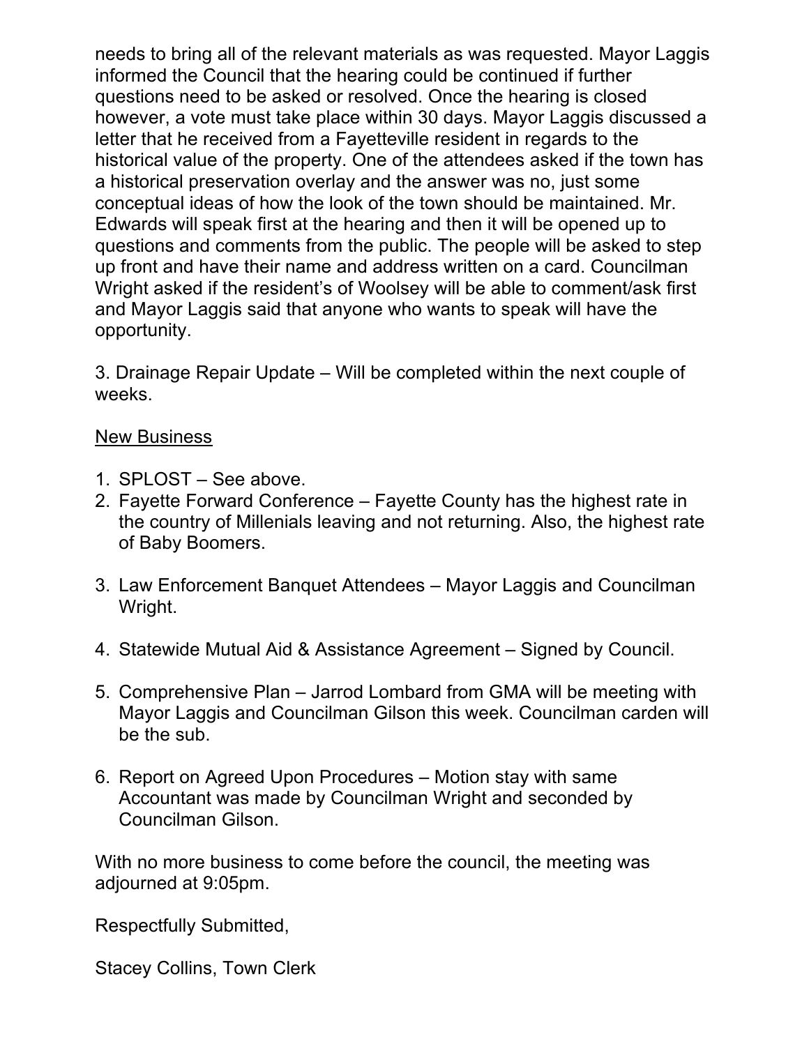needs to bring all of the relevant materials as was requested. Mayor Laggis informed the Council that the hearing could be continued if further questions need to be asked or resolved. Once the hearing is closed however, a vote must take place within 30 days. Mayor Laggis discussed a letter that he received from a Fayetteville resident in regards to the historical value of the property. One of the attendees asked if the town has a historical preservation overlay and the answer was no, just some conceptual ideas of how the look of the town should be maintained. Mr. Edwards will speak first at the hearing and then it will be opened up to questions and comments from the public. The people will be asked to step up front and have their name and address written on a card. Councilman Wright asked if the resident's of Woolsey will be able to comment/ask first and Mayor Laggis said that anyone who wants to speak will have the opportunity.

3. Drainage Repair Update – Will be completed within the next couple of weeks.

<u>New Business</u>

1. SPLOST – See above.
2. Fayette Forward Conference – Fayette County has the highest rate in the country of Millenials leaving and not returning. Also, the highest rate of Baby Boomers.
3. Law Enforcement Banquet Attendees – Mayor Laggis and Councilman Wright.
4. Statewide Mutual Aid & Assistance Agreement – Signed by Council.
5. Comprehensive Plan – Jarrod Lombard from GMA will be meeting with Mayor Laggis and Councilman Gilson this week. Councilman carden will be the sub.
6. Report on Agreed Upon Procedures – Motion stay with same Accountant was made by Councilman Wright and seconded by Councilman Gilson.

With no more business to come before the council, the meeting was adjourned at 9:05pm.

Respectfully Submitted,

Stacey Collins, Town Clerk